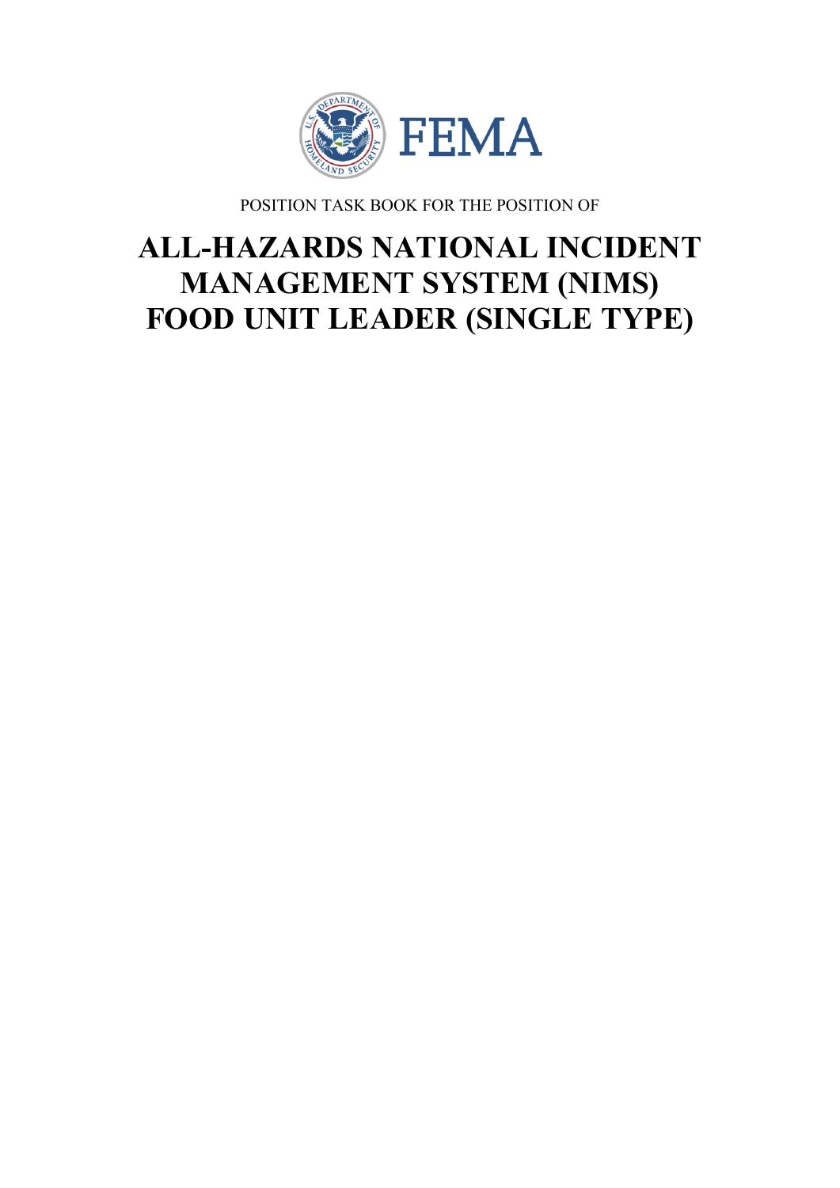POSITION TASK BOOK FOR THE POSITION OF

# ALL-HAZARDS NATIONAL INCIDENT MANAGEMENT SYSTEM (NIMS) FOOD UNIT LEADER (SINGLE TYPE)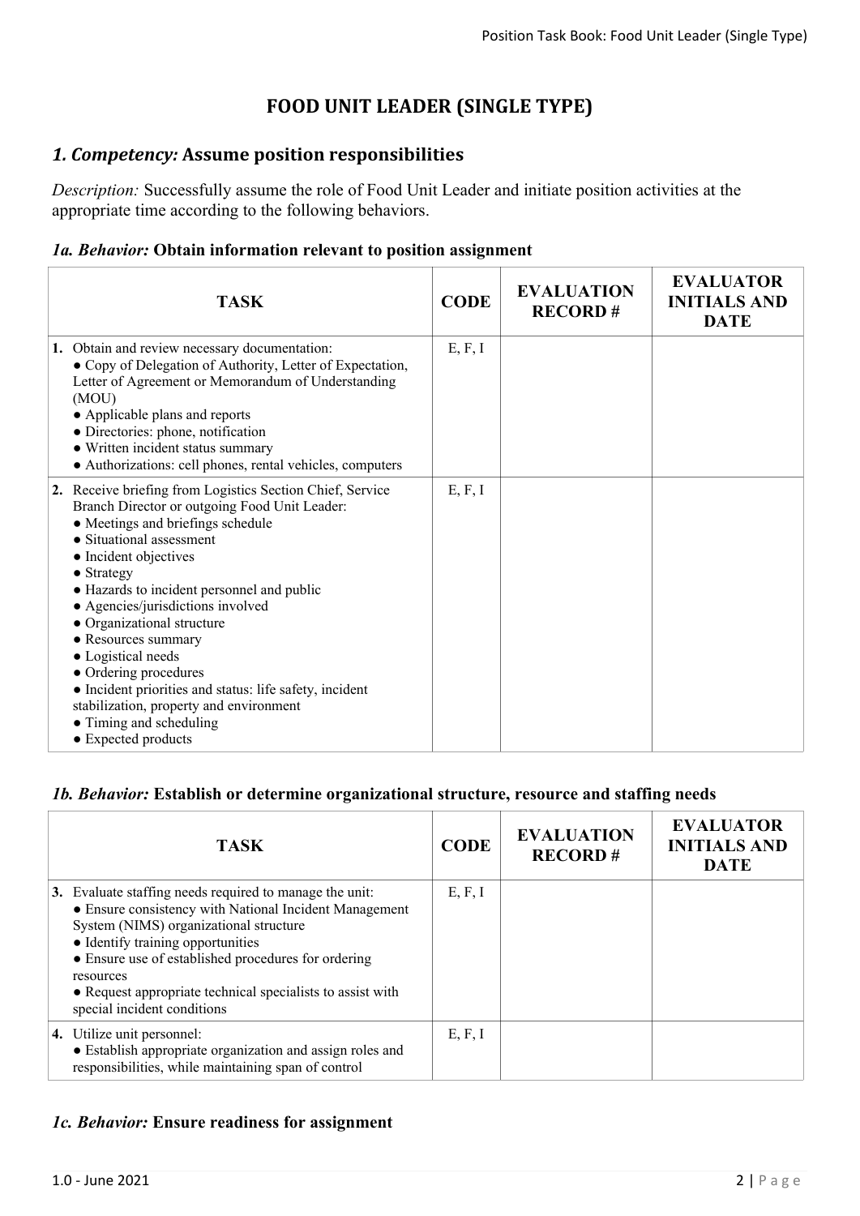# FOOD UNIT LEADER (SINGLE TYPE)

## *1. Competency:* Assume position responsibilities

*Description:* Successfully assume the role of Food Unit Leader and initiate position activities at the appropriate time according to the following behaviors.

### *1a. Behavior:* Obtain information relevant to position assignment

| TASK | CODE | EVALUATION RECORD # | EVALUATOR INITIALS AND DATE |
|---|---|---|---|
| **1.** Obtain and review necessary documentation:<br>● Copy of Delegation of Authority, Letter of Expectation, Letter of Agreement or Memorandum of Understanding (MOU)<br>● Applicable plans and reports<br>● Directories: phone, notification<br>● Written incident status summary<br>● Authorizations: cell phones, rental vehicles, computers | E, F, I | | |
| **2.** Receive briefing from Logistics Section Chief, Service Branch Director or outgoing Food Unit Leader:<br>● Meetings and briefings schedule<br>● Situational assessment<br>● Incident objectives<br>● Strategy<br>● Hazards to incident personnel and public<br>● Agencies/jurisdictions involved<br>● Organizational structure<br>● Resources summary<br>● Logistical needs<br>● Ordering procedures<br>● Incident priorities and status: life safety, incident stabilization, property and environment<br>● Timing and scheduling<br>● Expected products | E, F, I | | |

### *1b. Behavior:* Establish or determine organizational structure, resource and staffing needs

| TASK | CODE | EVALUATION RECORD # | EVALUATOR INITIALS AND DATE |
|---|---|---|---|
| **3.** Evaluate staffing needs required to manage the unit:<br>● Ensure consistency with National Incident Management System (NIMS) organizational structure<br>● Identify training opportunities<br>● Ensure use of established procedures for ordering resources<br>● Request appropriate technical specialists to assist with special incident conditions | E, F, I | | |
| **4.** Utilize unit personnel:<br>● Establish appropriate organization and assign roles and responsibilities, while maintaining span of control | E, F, I | | |

### *1c. Behavior:* Ensure readiness for assignment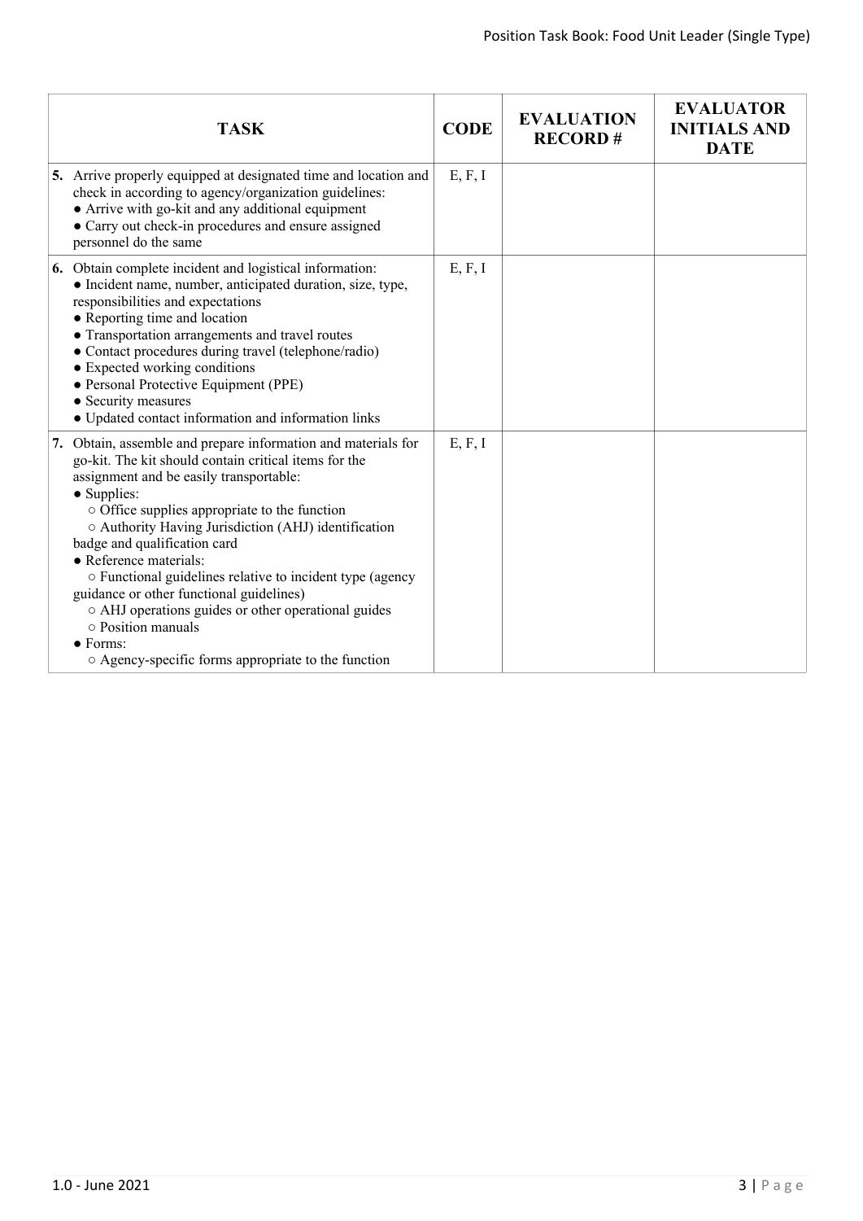| TASK | CODE | EVALUATION RECORD # | EVALUATOR INITIALS AND DATE |
|---|---|---|---|
| **5.** Arrive properly equipped at designated time and location and check in according to agency/organization guidelines:<br>● Arrive with go-kit and any additional equipment<br>● Carry out check-in procedures and ensure assigned personnel do the same | E, F, I | | |
| **6.** Obtain complete incident and logistical information:<br>● Incident name, number, anticipated duration, size, type, responsibilities and expectations<br>● Reporting time and location<br>● Transportation arrangements and travel routes<br>● Contact procedures during travel (telephone/radio)<br>● Expected working conditions<br>● Personal Protective Equipment (PPE)<br>● Security measures<br>● Updated contact information and information links | E, F, I | | |
| **7.** Obtain, assemble and prepare information and materials for go-kit. The kit should contain critical items for the assignment and be easily transportable:<br>● Supplies:<br>○ Office supplies appropriate to the function<br>○ Authority Having Jurisdiction (AHJ) identification badge and qualification card<br>● Reference materials:<br>○ Functional guidelines relative to incident type (agency guidance or other functional guidelines)<br>○ AHJ operations guides or other operational guides<br>○ Position manuals<br>● Forms:<br>○ Agency-specific forms appropriate to the function | E, F, I | | |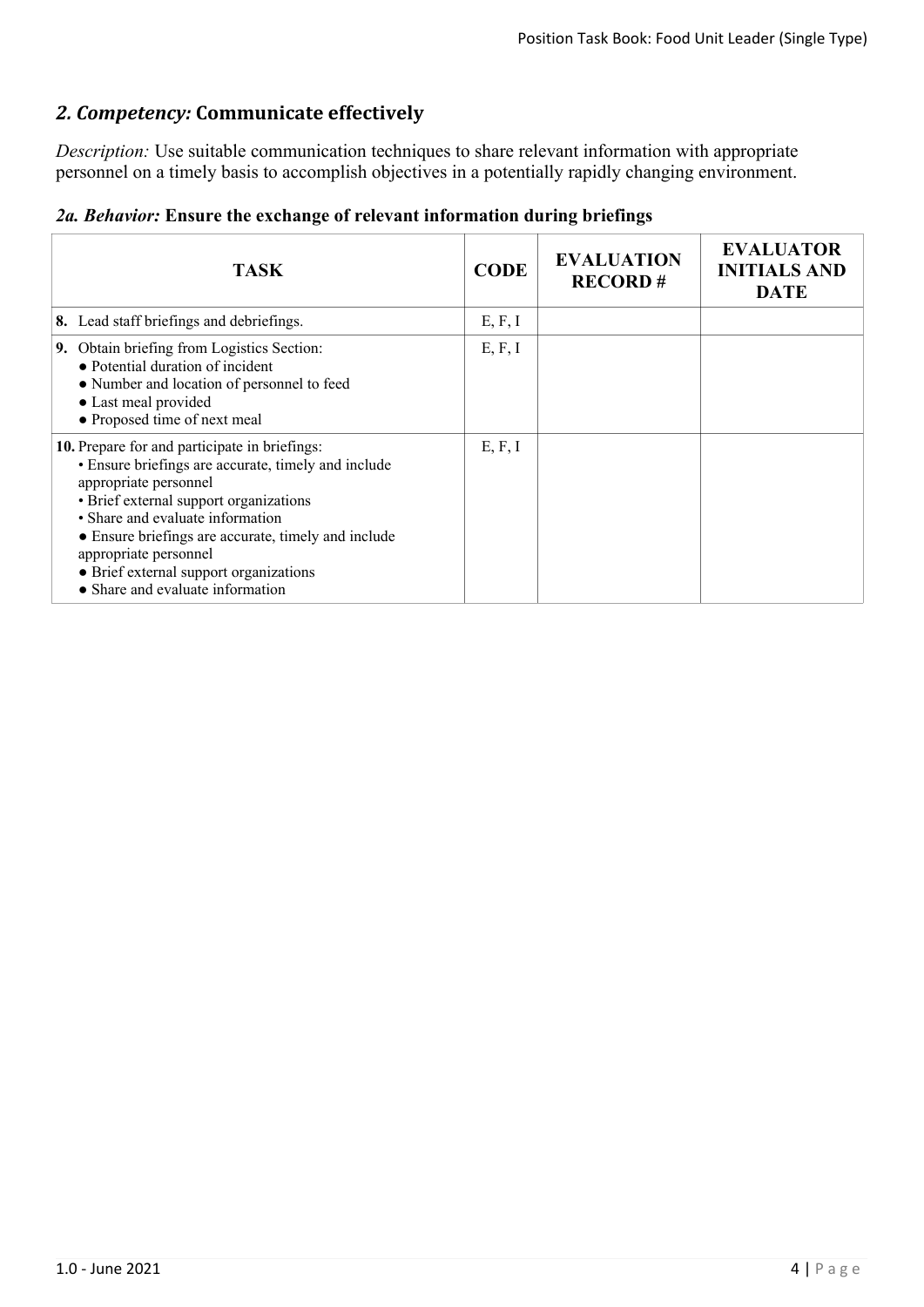## *2. Competency:* Communicate effectively

*Description:* Use suitable communication techniques to share relevant information with appropriate personnel on a timely basis to accomplish objectives in a potentially rapidly changing environment.

### *2a. Behavior:* Ensure the exchange of relevant information during briefings

| TASK | CODE | EVALUATION RECORD # | EVALUATOR INITIALS AND DATE |
|---|---|---|---|
| **8.** Lead staff briefings and debriefings. | E, F, I | | |
| **9.** Obtain briefing from Logistics Section:<br>● Potential duration of incident<br>● Number and location of personnel to feed<br>● Last meal provided<br>● Proposed time of next meal | E, F, I | | |
| **10.** Prepare for and participate in briefings:<br>• Ensure briefings are accurate, timely and include appropriate personnel<br>• Brief external support organizations<br>• Share and evaluate information<br>● Ensure briefings are accurate, timely and include appropriate personnel<br>● Brief external support organizations<br>● Share and evaluate information | E, F, I | | |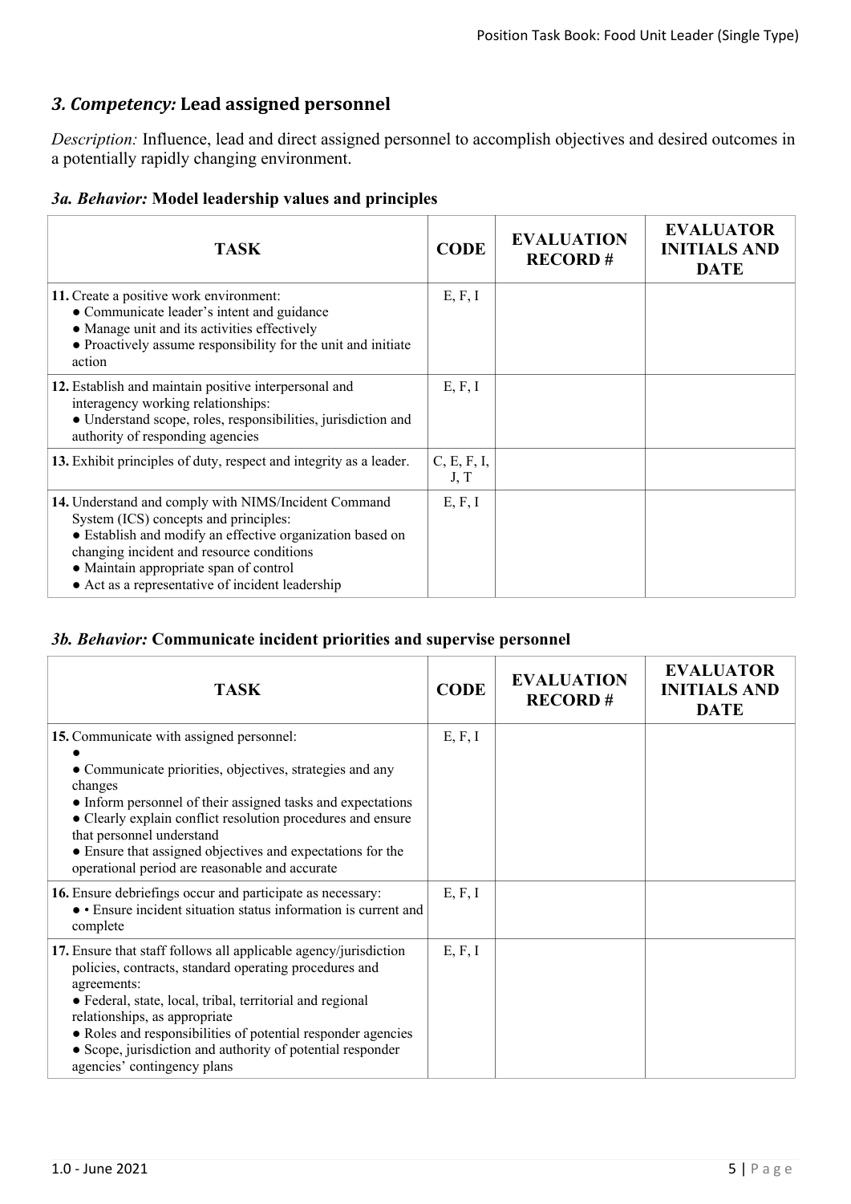## *3. Competency:* Lead assigned personnel

*Description:* Influence, lead and direct assigned personnel to accomplish objectives and desired outcomes in a potentially rapidly changing environment.

### *3a. Behavior:* Model leadership values and principles

| TASK | CODE | EVALUATION RECORD # | EVALUATOR INITIALS AND DATE |
|---|---|---|---|
| **11.** Create a positive work environment:<br>● Communicate leader's intent and guidance<br>● Manage unit and its activities effectively<br>● Proactively assume responsibility for the unit and initiate action | E, F, I | | |
| **12.** Establish and maintain positive interpersonal and interagency working relationships:<br>● Understand scope, roles, responsibilities, jurisdiction and authority of responding agencies | E, F, I | | |
| **13.** Exhibit principles of duty, respect and integrity as a leader. | C, E, F, I, J, T | | |
| **14.** Understand and comply with NIMS/Incident Command System (ICS) concepts and principles:<br>● Establish and modify an effective organization based on changing incident and resource conditions<br>● Maintain appropriate span of control<br>● Act as a representative of incident leadership | E, F, I | | |

### *3b. Behavior:* Communicate incident priorities and supervise personnel

| TASK | CODE | EVALUATION RECORD # | EVALUATOR INITIALS AND DATE |
|---|---|---|---|
| **15.** Communicate with assigned personnel:<br>●<br>● Communicate priorities, objectives, strategies and any changes<br>● Inform personnel of their assigned tasks and expectations<br>● Clearly explain conflict resolution procedures and ensure that personnel understand<br>● Ensure that assigned objectives and expectations for the operational period are reasonable and accurate | E, F, I | | |
| **16.** Ensure debriefings occur and participate as necessary:<br>● • Ensure incident situation status information is current and complete | E, F, I | | |
| **17.** Ensure that staff follows all applicable agency/jurisdiction policies, contracts, standard operating procedures and agreements:<br>● Federal, state, local, tribal, territorial and regional relationships, as appropriate<br>● Roles and responsibilities of potential responder agencies<br>● Scope, jurisdiction and authority of potential responder agencies' contingency plans | E, F, I | | |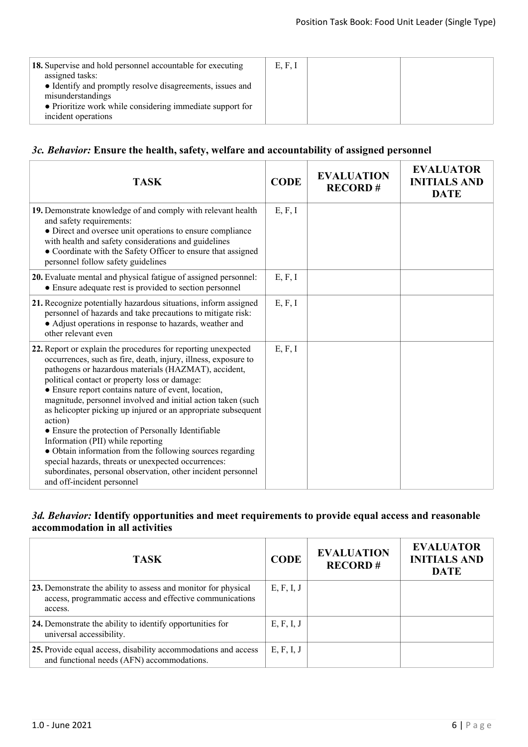| TASK | CODE | EVALUATION RECORD # | EVALUATOR INITIALS AND DATE |
|---|---|---|---|
| **18.** Supervise and hold personnel accountable for executing assigned tasks:<br>● Identify and promptly resolve disagreements, issues and misunderstandings<br>● Prioritize work while considering immediate support for incident operations | E, F, I | | |

### *3c. Behavior:* Ensure the health, safety, welfare and accountability of assigned personnel

| TASK | CODE | EVALUATION RECORD # | EVALUATOR INITIALS AND DATE |
|---|---|---|---|
| **19.** Demonstrate knowledge of and comply with relevant health and safety requirements:<br>● Direct and oversee unit operations to ensure compliance with health and safety considerations and guidelines<br>● Coordinate with the Safety Officer to ensure that assigned personnel follow safety guidelines | E, F, I | | |
| **20.** Evaluate mental and physical fatigue of assigned personnel:<br>● Ensure adequate rest is provided to section personnel | E, F, I | | |
| **21.** Recognize potentially hazardous situations, inform assigned personnel of hazards and take precautions to mitigate risk:<br>● Adjust operations in response to hazards, weather and other relevant even | E, F, I | | |
| **22.** Report or explain the procedures for reporting unexpected occurrences, such as fire, death, injury, illness, exposure to pathogens or hazardous materials (HAZMAT), accident, political contact or property loss or damage:<br>● Ensure report contains nature of event, location, magnitude, personnel involved and initial action taken (such as helicopter picking up injured or an appropriate subsequent action)<br>● Ensure the protection of Personally Identifiable Information (PII) while reporting<br>● Obtain information from the following sources regarding special hazards, threats or unexpected occurrences: subordinates, personal observation, other incident personnel and off-incident personnel | E, F, I | | |

### *3d. Behavior:* Identify opportunities and meet requirements to provide equal access and reasonable accommodation in all activities

| TASK | CODE | EVALUATION RECORD # | EVALUATOR INITIALS AND DATE |
|---|---|---|---|
| **23.** Demonstrate the ability to assess and monitor for physical access, programmatic access and effective communications access. | E, F, I, J | | |
| **24.** Demonstrate the ability to identify opportunities for universal accessibility. | E, F, I, J | | |
| **25.** Provide equal access, disability accommodations and access and functional needs (AFN) accommodations. | E, F, I, J | | |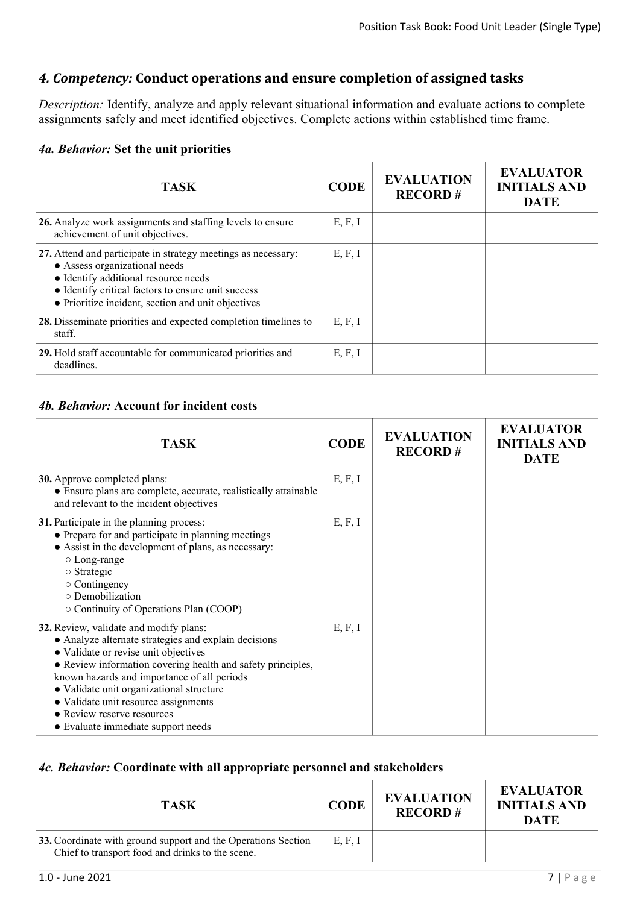## *4. Competency:* Conduct operations and ensure completion of assigned tasks

*Description:* Identify, analyze and apply relevant situational information and evaluate actions to complete assignments safely and meet identified objectives. Complete actions within established time frame.

### *4a. Behavior:* Set the unit priorities

| TASK | CODE | EVALUATION RECORD # | EVALUATOR INITIALS AND DATE |
|---|---|---|---|
| **26.** Analyze work assignments and staffing levels to ensure achievement of unit objectives. | E, F, I | | |
| **27.** Attend and participate in strategy meetings as necessary:<br>● Assess organizational needs<br>● Identify additional resource needs<br>● Identify critical factors to ensure unit success<br>● Prioritize incident, section and unit objectives | E, F, I | | |
| **28.** Disseminate priorities and expected completion timelines to staff. | E, F, I | | |
| **29.** Hold staff accountable for communicated priorities and deadlines. | E, F, I | | |

### *4b. Behavior:* Account for incident costs

| TASK | CODE | EVALUATION RECORD # | EVALUATOR INITIALS AND DATE |
|---|---|---|---|
| **30.** Approve completed plans:<br>● Ensure plans are complete, accurate, realistically attainable and relevant to the incident objectives | E, F, I | | |
| **31.** Participate in the planning process:<br>● Prepare for and participate in planning meetings<br>● Assist in the development of plans, as necessary:<br>○ Long-range<br>○ Strategic<br>○ Contingency<br>○ Demobilization<br>○ Continuity of Operations Plan (COOP) | E, F, I | | |
| **32.** Review, validate and modify plans:<br>● Analyze alternate strategies and explain decisions<br>● Validate or revise unit objectives<br>● Review information covering health and safety principles, known hazards and importance of all periods<br>● Validate unit organizational structure<br>● Validate unit resource assignments<br>● Review reserve resources<br>● Evaluate immediate support needs | E, F, I | | |

### *4c. Behavior:* Coordinate with all appropriate personnel and stakeholders

| TASK | CODE | EVALUATION RECORD # | EVALUATOR INITIALS AND DATE |
|---|---|---|---|
| **33.** Coordinate with ground support and the Operations Section Chief to transport food and drinks to the scene. | E, F, I | | |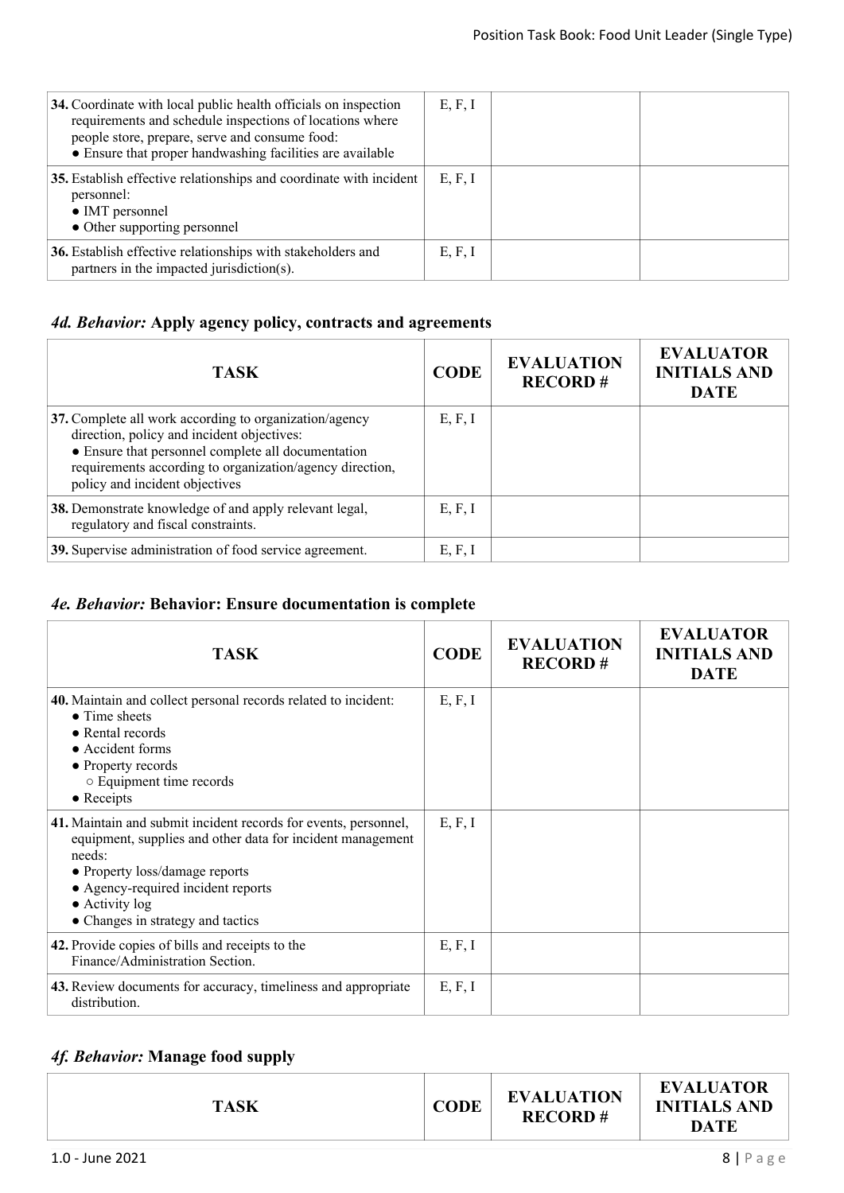| TASK | CODE | EVALUATION RECORD # | EVALUATOR INITIALS AND DATE |
|---|---|---|---|
| **34.** Coordinate with local public health officials on inspection requirements and schedule inspections of locations where people store, prepare, serve and consume food:<br>● Ensure that proper handwashing facilities are available | E, F, I | | |
| **35.** Establish effective relationships and coordinate with incident personnel:<br>● IMT personnel<br>● Other supporting personnel | E, F, I | | |
| **36.** Establish effective relationships with stakeholders and partners in the impacted jurisdiction(s). | E, F, I | | |

### *4d. Behavior:* Apply agency policy, contracts and agreements

| TASK | CODE | EVALUATION RECORD # | EVALUATOR INITIALS AND DATE |
|---|---|---|---|
| **37.** Complete all work according to organization/agency direction, policy and incident objectives:<br>● Ensure that personnel complete all documentation requirements according to organization/agency direction, policy and incident objectives | E, F, I | | |
| **38.** Demonstrate knowledge of and apply relevant legal, regulatory and fiscal constraints. | E, F, I | | |
| **39.** Supervise administration of food service agreement. | E, F, I | | |

### *4e. Behavior:* Behavior: Ensure documentation is complete

| TASK | CODE | EVALUATION RECORD # | EVALUATOR INITIALS AND DATE |
|---|---|---|---|
| **40.** Maintain and collect personal records related to incident:<br>● Time sheets<br>● Rental records<br>● Accident forms<br>● Property records<br>○ Equipment time records<br>● Receipts | E, F, I | | |
| **41.** Maintain and submit incident records for events, personnel, equipment, supplies and other data for incident management needs:<br>● Property loss/damage reports<br>● Agency-required incident reports<br>● Activity log<br>● Changes in strategy and tactics | E, F, I | | |
| **42.** Provide copies of bills and receipts to the Finance/Administration Section. | E, F, I | | |
| **43.** Review documents for accuracy, timeliness and appropriate distribution. | E, F, I | | |

### *4f. Behavior:* Manage food supply

| TASK | CODE | EVALUATION RECORD # | EVALUATOR INITIALS AND DATE |
|---|---|---|---|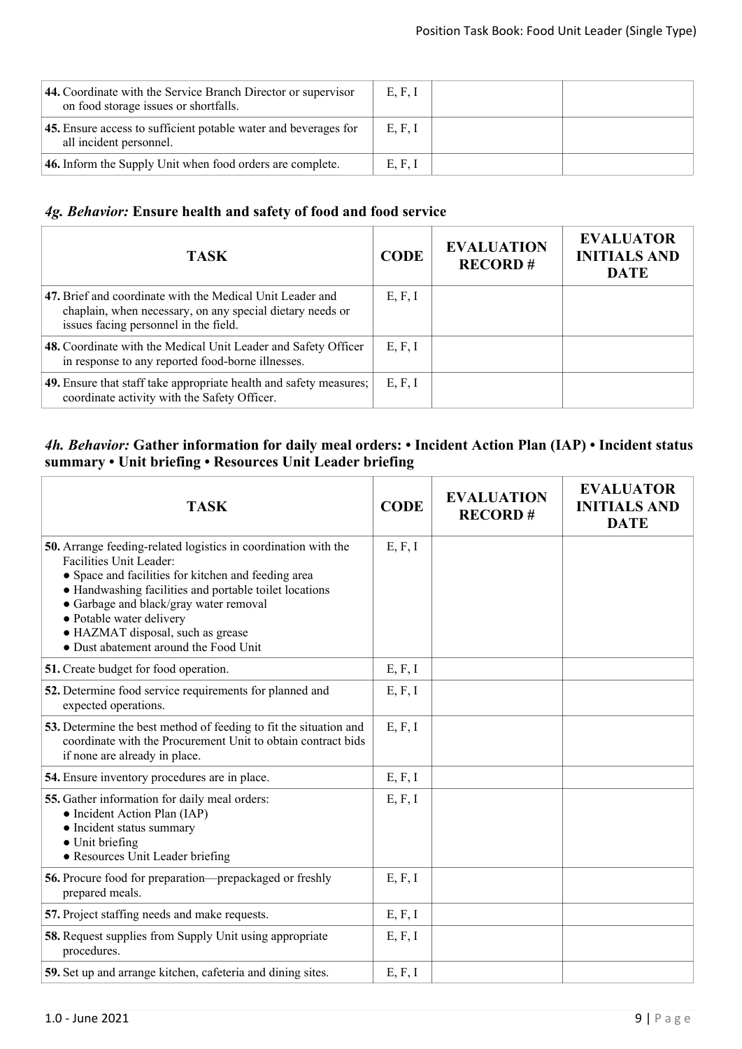| | | | |
|---|---|---|---|
| **44.** Coordinate with the Service Branch Director or supervisor on food storage issues or shortfalls. | E, F, I | | |
| **45.** Ensure access to sufficient potable water and beverages for all incident personnel. | E, F, I | | |
| **46.** Inform the Supply Unit when food orders are complete. | E, F, I | | |

### *4g. Behavior:* Ensure health and safety of food and food service

| TASK | CODE | EVALUATION RECORD # | EVALUATOR INITIALS AND DATE |
|---|---|---|---|
| **47.** Brief and coordinate with the Medical Unit Leader and chaplain, when necessary, on any special dietary needs or issues facing personnel in the field. | E, F, I | | |
| **48.** Coordinate with the Medical Unit Leader and Safety Officer in response to any reported food-borne illnesses. | E, F, I | | |
| **49.** Ensure that staff take appropriate health and safety measures; coordinate activity with the Safety Officer. | E, F, I | | |

### *4h. Behavior:* Gather information for daily meal orders: • Incident Action Plan (IAP) • Incident status summary • Unit briefing • Resources Unit Leader briefing

| TASK | CODE | EVALUATION RECORD # | EVALUATOR INITIALS AND DATE |
|---|---|---|---|
| **50.** Arrange feeding-related logistics in coordination with the Facilities Unit Leader:<br>● Space and facilities for kitchen and feeding area<br>● Handwashing facilities and portable toilet locations<br>● Garbage and black/gray water removal<br>● Potable water delivery<br>● HAZMAT disposal, such as grease<br>● Dust abatement around the Food Unit | E, F, I | | |
| **51.** Create budget for food operation. | E, F, I | | |
| **52.** Determine food service requirements for planned and expected operations. | E, F, I | | |
| **53.** Determine the best method of feeding to fit the situation and coordinate with the Procurement Unit to obtain contract bids if none are already in place. | E, F, I | | |
| **54.** Ensure inventory procedures are in place. | E, F, I | | |
| **55.** Gather information for daily meal orders:<br>● Incident Action Plan (IAP)<br>● Incident status summary<br>● Unit briefing<br>● Resources Unit Leader briefing | E, F, I | | |
| **56.** Procure food for preparation—prepackaged or freshly prepared meals. | E, F, I | | |
| **57.** Project staffing needs and make requests. | E, F, I | | |
| **58.** Request supplies from Supply Unit using appropriate procedures. | E, F, I | | |
| **59.** Set up and arrange kitchen, cafeteria and dining sites. | E, F, I | | |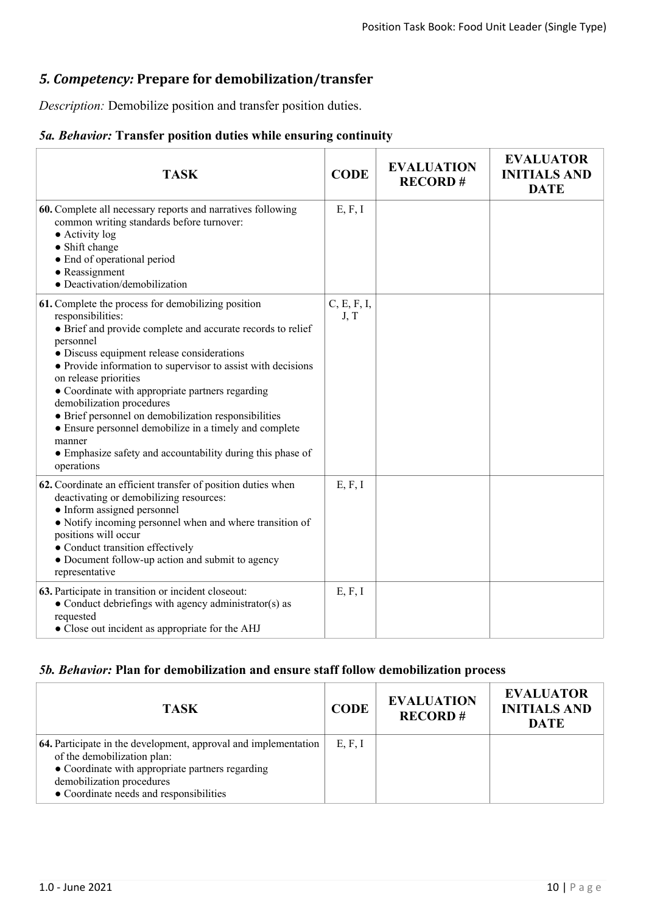## *5. Competency:* Prepare for demobilization/transfer

*Description:* Demobilize position and transfer position duties.

### *5a. Behavior:* Transfer position duties while ensuring continuity

| TASK | CODE | EVALUATION RECORD # | EVALUATOR INITIALS AND DATE |
|---|---|---|---|
| **60.** Complete all necessary reports and narratives following common writing standards before turnover:<br>● Activity log<br>● Shift change<br>● End of operational period<br>● Reassignment<br>● Deactivation/demobilization | E, F, I | | |
| **61.** Complete the process for demobilizing position responsibilities:<br>● Brief and provide complete and accurate records to relief personnel<br>● Discuss equipment release considerations<br>● Provide information to supervisor to assist with decisions on release priorities<br>● Coordinate with appropriate partners regarding demobilization procedures<br>● Brief personnel on demobilization responsibilities<br>● Ensure personnel demobilize in a timely and complete manner<br>● Emphasize safety and accountability during this phase of operations | C, E, F, I, J, T | | |
| **62.** Coordinate an efficient transfer of position duties when deactivating or demobilizing resources:<br>● Inform assigned personnel<br>● Notify incoming personnel when and where transition of positions will occur<br>● Conduct transition effectively<br>● Document follow-up action and submit to agency representative | E, F, I | | |
| **63.** Participate in transition or incident closeout:<br>● Conduct debriefings with agency administrator(s) as requested<br>● Close out incident as appropriate for the AHJ | E, F, I | | |

### *5b. Behavior:* Plan for demobilization and ensure staff follow demobilization process

| TASK | CODE | EVALUATION RECORD # | EVALUATOR INITIALS AND DATE |
|---|---|---|---|
| **64.** Participate in the development, approval and implementation of the demobilization plan:<br>● Coordinate with appropriate partners regarding demobilization procedures<br>● Coordinate needs and responsibilities | E, F, I | | |